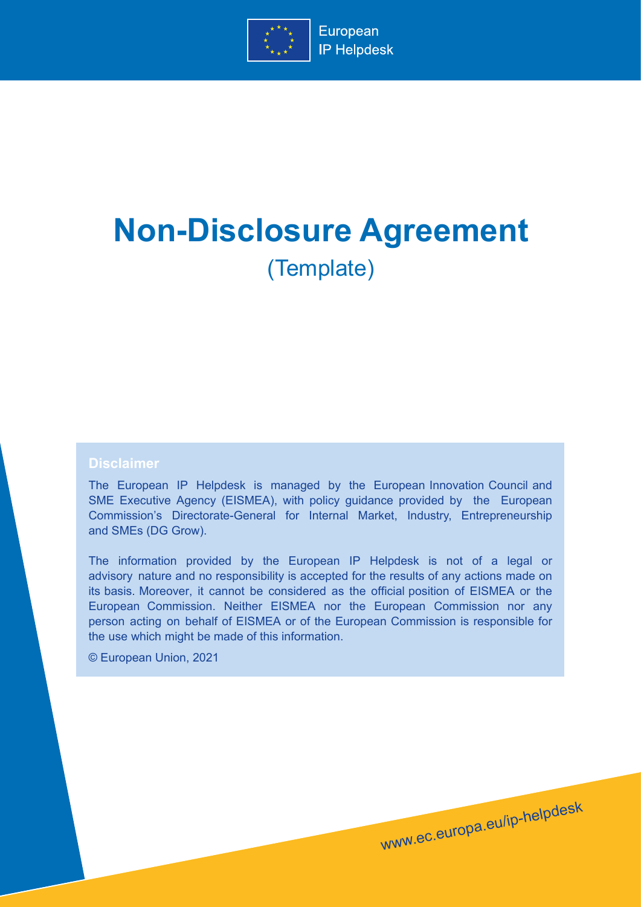European IP Helpdesk

# Non-Disclosure Agreement

(Template)

### Disclaimer

The European IP Helpdesk is managed by the European Innovation Council and SME Executive Agency (EISMEA), with policy guidance provided by the European Commission's Directorate-General for Internal Market, Industry, Entrepreneurship and SMEs (DG Grow).

The information provided by the European IP Helpdesk is not of a legal or advisory nature and no responsibility is accepted for the results of any actions made on its basis. Moreover, it cannot be considered as the official position of EISMEA or the European Commission. Neither EISMEA nor the European Commission nor any person acting on behalf of EISMEA or of the European Commission is responsible for the use which might be made of this information.

© European Union, 2021

www.ec.europa.eu/ip-helpdesk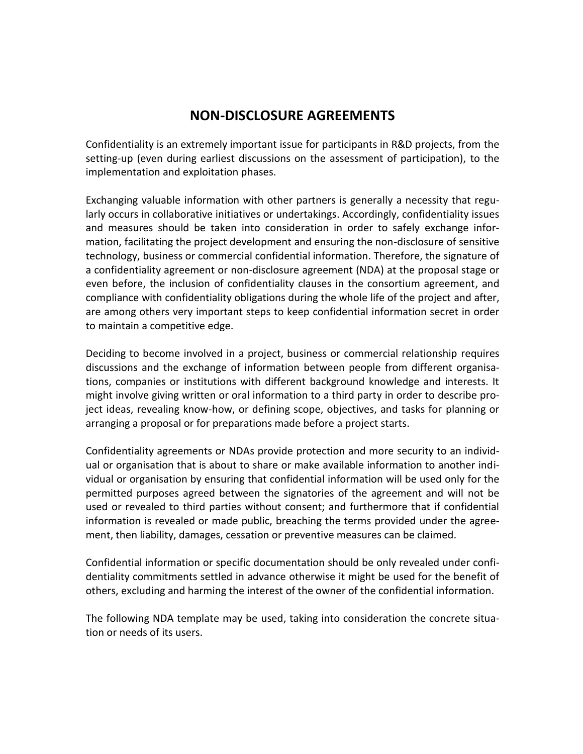# NON-DISCLOSURE AGREEMENTS

Confidentiality is an extremely important issue for participants in R&D projects, from the setting-up (even during earliest discussions on the assessment of participation), to the implementation and exploitation phases.

Exchanging valuable information with other partners is generally a necessity that regularly occurs in collaborative initiatives or undertakings. Accordingly, confidentiality issues and measures should be taken into consideration in order to safely exchange information, facilitating the project development and ensuring the non-disclosure of sensitive technology, business or commercial confidential information. Therefore, the signature of a confidentiality agreement or non-disclosure agreement (NDA) at the proposal stage or even before, the inclusion of confidentiality clauses in the consortium agreement, and compliance with confidentiality obligations during the whole life of the project and after, are among others very important steps to keep confidential information secret in order to maintain a competitive edge.

Deciding to become involved in a project, business or commercial relationship requires discussions and the exchange of information between people from different organisations, companies or institutions with different background knowledge and interests. It might involve giving written or oral information to a third party in order to describe project ideas, revealing know-how, or defining scope, objectives, and tasks for planning or arranging a proposal or for preparations made before a project starts.

Confidentiality agreements or NDAs provide protection and more security to an individual or organisation that is about to share or make available information to another individual or organisation by ensuring that confidential information will be used only for the permitted purposes agreed between the signatories of the agreement and will not be used or revealed to third parties without consent; and furthermore that if confidential information is revealed or made public, breaching the terms provided under the agreement, then liability, damages, cessation or preventive measures can be claimed.

Confidential information or specific documentation should be only revealed under confidentiality commitments settled in advance otherwise it might be used for the benefit of others, excluding and harming the interest of the owner of the confidential information.

The following NDA template may be used, taking into consideration the concrete situation or needs of its users.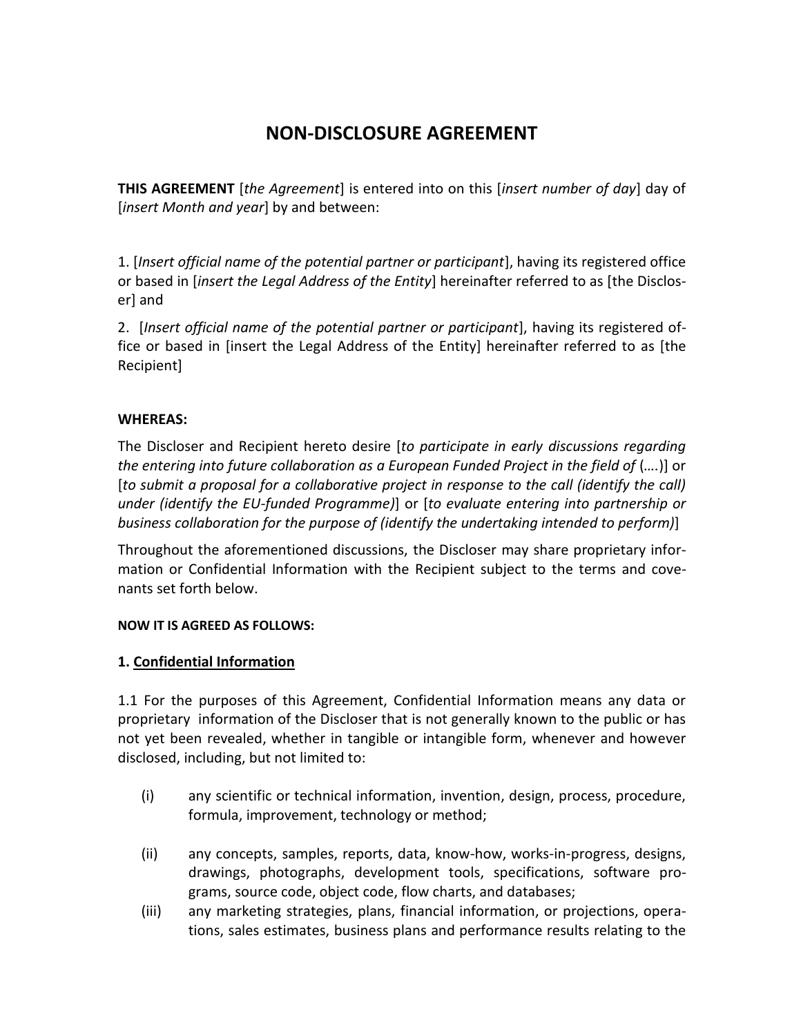# NON-DISCLOSURE AGREEMENT

**THIS AGREEMENT** [*the Agreement*] is entered into on this [*insert number of day*] day of [*insert Month and year*] by and between:

1. [*Insert official name of the potential partner or participant*], having its registered office or based in [*insert the Legal Address of the Entity*] hereinafter referred to as [the Discloser] and

2. [*Insert official name of the potential partner or participant*], having its registered office or based in [insert the Legal Address of the Entity] hereinafter referred to as [the Recipient]

**WHEREAS:**

The Discloser and Recipient hereto desire [*to participate in early discussions regarding the entering into future collaboration as a European Funded Project in the field of* (….)] or [*to submit a proposal for a collaborative project in response to the call (identify the call) under (identify the EU-funded Programme)*] or [*to evaluate entering into partnership or business collaboration for the purpose of (identify the undertaking intended to perform)*]

Throughout the aforementioned discussions, the Discloser may share proprietary information or Confidential Information with the Recipient subject to the terms and covenants set forth below.

**NOW IT IS AGREED AS FOLLOWS:**

**1. Confidential Information**

1.1 For the purposes of this Agreement, Confidential Information means any data or proprietary information of the Discloser that is not generally known to the public or has not yet been revealed, whether in tangible or intangible form, whenever and however disclosed, including, but not limited to:

(i) any scientific or technical information, invention, design, process, procedure, formula, improvement, technology or method;

(ii) any concepts, samples, reports, data, know-how, works-in-progress, designs, drawings, photographs, development tools, specifications, software programs, source code, object code, flow charts, and databases;

(iii) any marketing strategies, plans, financial information, or projections, operations, sales estimates, business plans and performance results relating to the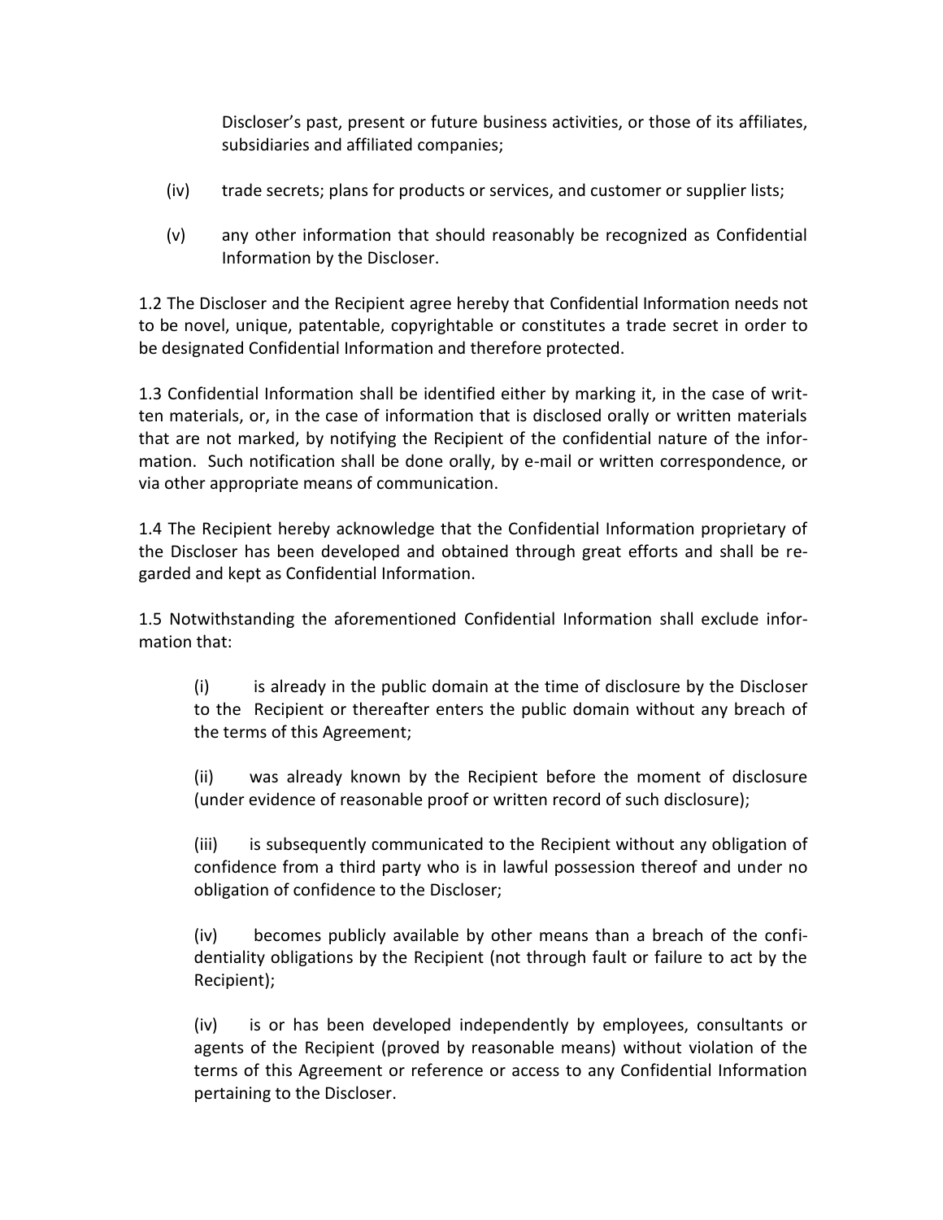Discloser's past, present or future business activities, or those of its affiliates, subsidiaries and affiliated companies;

(iv) trade secrets; plans for products or services, and customer or supplier lists;

(v) any other information that should reasonably be recognized as Confidential Information by the Discloser.

1.2 The Discloser and the Recipient agree hereby that Confidential Information needs not to be novel, unique, patentable, copyrightable or constitutes a trade secret in order to be designated Confidential Information and therefore protected.

1.3 Confidential Information shall be identified either by marking it, in the case of written materials, or, in the case of information that is disclosed orally or written materials that are not marked, by notifying the Recipient of the confidential nature of the information. Such notification shall be done orally, by e-mail or written correspondence, or via other appropriate means of communication.

1.4 The Recipient hereby acknowledge that the Confidential Information proprietary of the Discloser has been developed and obtained through great efforts and shall be regarded and kept as Confidential Information.

1.5 Notwithstanding the aforementioned Confidential Information shall exclude information that:

(i) is already in the public domain at the time of disclosure by the Discloser to the Recipient or thereafter enters the public domain without any breach of the terms of this Agreement;

(ii) was already known by the Recipient before the moment of disclosure (under evidence of reasonable proof or written record of such disclosure);

(iii) is subsequently communicated to the Recipient without any obligation of confidence from a third party who is in lawful possession thereof and under no obligation of confidence to the Discloser;

(iv) becomes publicly available by other means than a breach of the confidentiality obligations by the Recipient (not through fault or failure to act by the Recipient);

(iv) is or has been developed independently by employees, consultants or agents of the Recipient (proved by reasonable means) without violation of the terms of this Agreement or reference or access to any Confidential Information pertaining to the Discloser.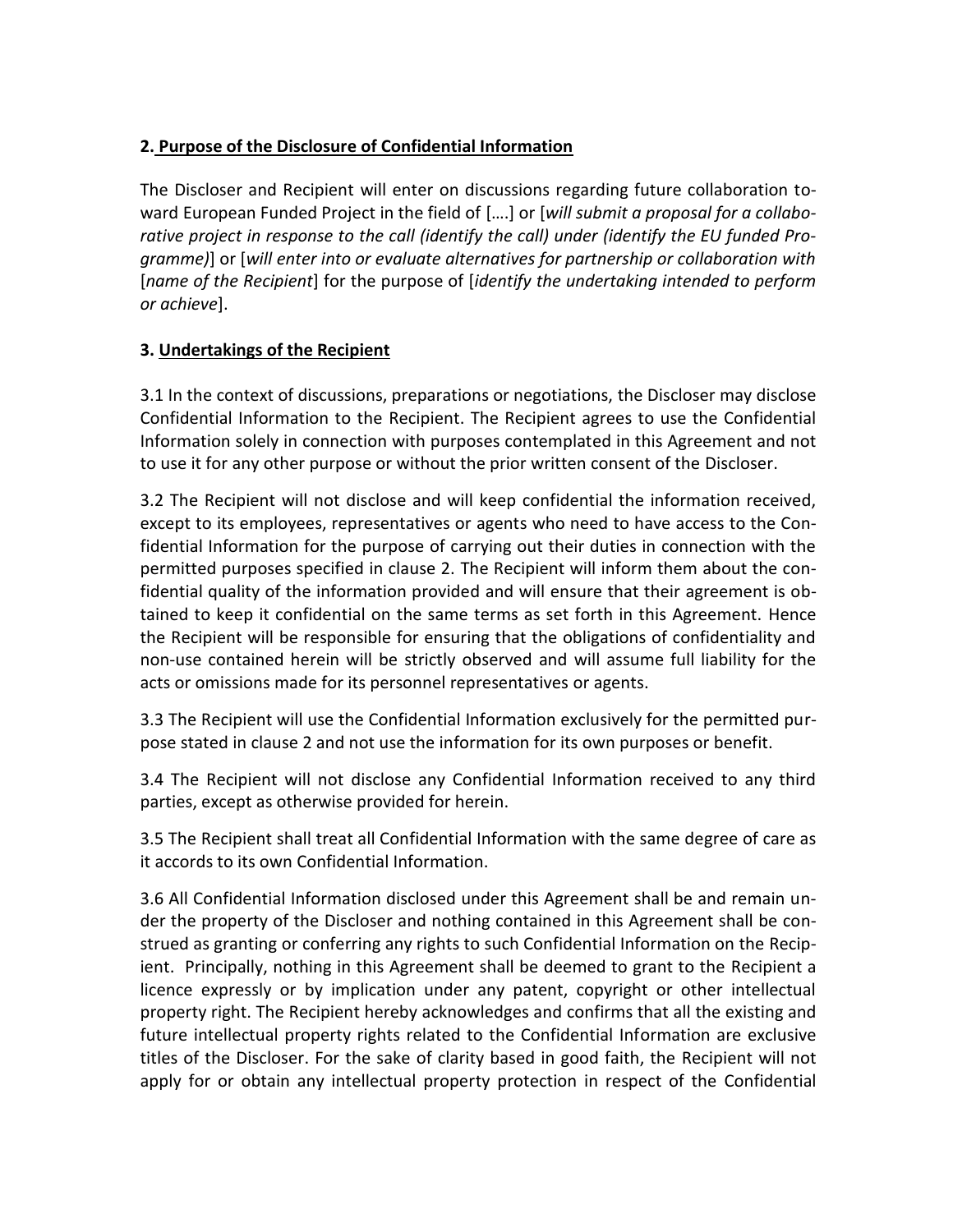**2. <u>Purpose of the Disclosure of Confidential Information</u>**

The Discloser and Recipient will enter on discussions regarding future collaboration toward European Funded Project in the field of [….] or [*will submit a proposal for a collaborative project in response to the call (identify the call) under (identify the EU funded Programme)*] or [*will enter into or evaluate alternatives for partnership or collaboration with* [*name of the Recipient*] for the purpose of [*identify the undertaking intended to perform or achieve*].

**3. <u>Undertakings of the Recipient</u>**

3.1 In the context of discussions, preparations or negotiations, the Discloser may disclose Confidential Information to the Recipient. The Recipient agrees to use the Confidential Information solely in connection with purposes contemplated in this Agreement and not to use it for any other purpose or without the prior written consent of the Discloser.

3.2 The Recipient will not disclose and will keep confidential the information received, except to its employees, representatives or agents who need to have access to the Confidential Information for the purpose of carrying out their duties in connection with the permitted purposes specified in clause 2. The Recipient will inform them about the confidential quality of the information provided and will ensure that their agreement is obtained to keep it confidential on the same terms as set forth in this Agreement. Hence the Recipient will be responsible for ensuring that the obligations of confidentiality and non-use contained herein will be strictly observed and will assume full liability for the acts or omissions made for its personnel representatives or agents.

3.3 The Recipient will use the Confidential Information exclusively for the permitted purpose stated in clause 2 and not use the information for its own purposes or benefit.

3.4 The Recipient will not disclose any Confidential Information received to any third parties, except as otherwise provided for herein.

3.5 The Recipient shall treat all Confidential Information with the same degree of care as it accords to its own Confidential Information.

3.6 All Confidential Information disclosed under this Agreement shall be and remain under the property of the Discloser and nothing contained in this Agreement shall be construed as granting or conferring any rights to such Confidential Information on the Recipient. Principally, nothing in this Agreement shall be deemed to grant to the Recipient a licence expressly or by implication under any patent, copyright or other intellectual property right. The Recipient hereby acknowledges and confirms that all the existing and future intellectual property rights related to the Confidential Information are exclusive titles of the Discloser. For the sake of clarity based in good faith, the Recipient will not apply for or obtain any intellectual property protection in respect of the Confidential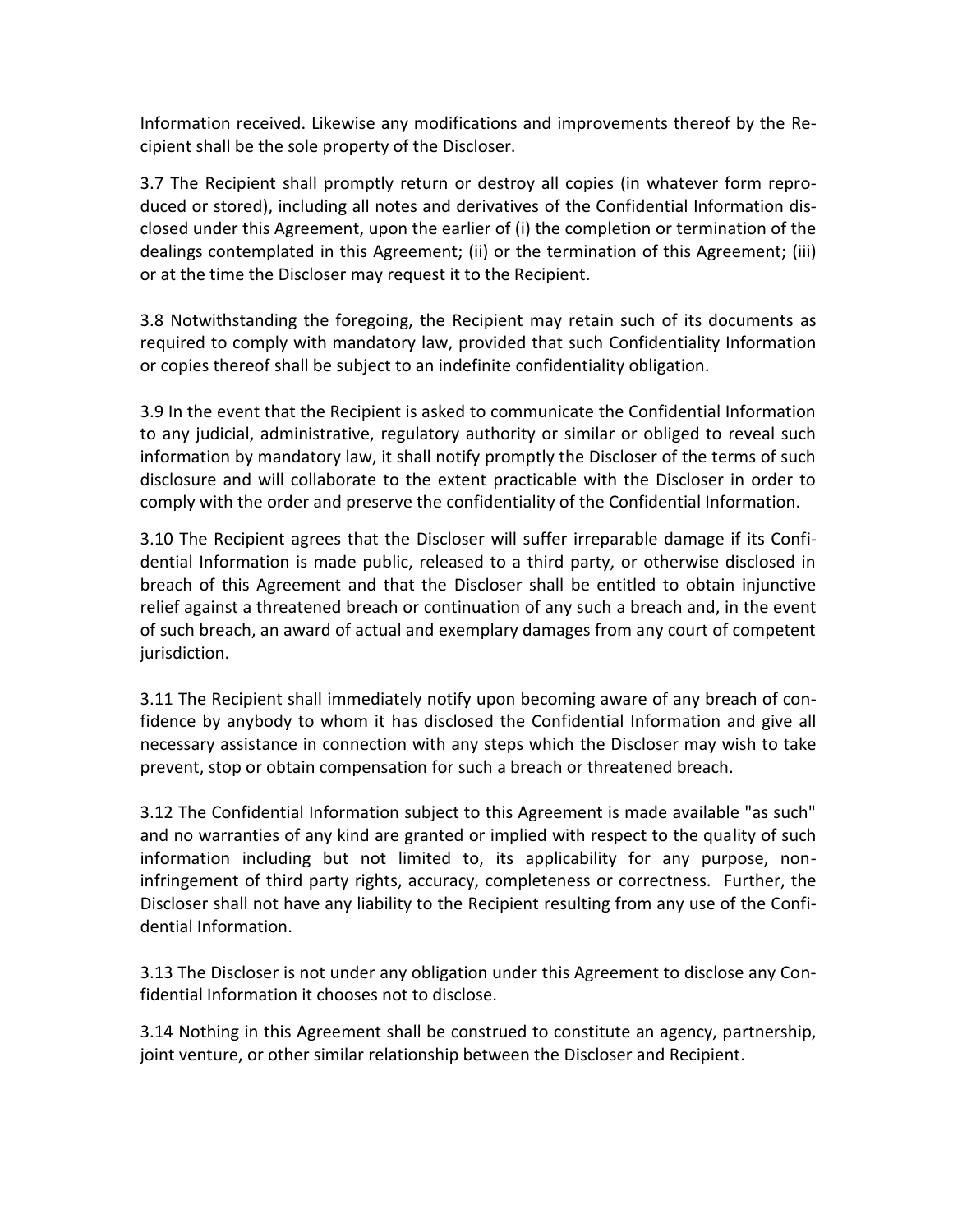Information received. Likewise any modifications and improvements thereof by the Recipient shall be the sole property of the Discloser.

3.7 The Recipient shall promptly return or destroy all copies (in whatever form reproduced or stored), including all notes and derivatives of the Confidential Information disclosed under this Agreement, upon the earlier of (i) the completion or termination of the dealings contemplated in this Agreement; (ii) or the termination of this Agreement; (iii) or at the time the Discloser may request it to the Recipient.

3.8 Notwithstanding the foregoing, the Recipient may retain such of its documents as required to comply with mandatory law, provided that such Confidentiality Information or copies thereof shall be subject to an indefinite confidentiality obligation.

3.9 In the event that the Recipient is asked to communicate the Confidential Information to any judicial, administrative, regulatory authority or similar or obliged to reveal such information by mandatory law, it shall notify promptly the Discloser of the terms of such disclosure and will collaborate to the extent practicable with the Discloser in order to comply with the order and preserve the confidentiality of the Confidential Information.

3.10 The Recipient agrees that the Discloser will suffer irreparable damage if its Confidential Information is made public, released to a third party, or otherwise disclosed in breach of this Agreement and that the Discloser shall be entitled to obtain injunctive relief against a threatened breach or continuation of any such a breach and, in the event of such breach, an award of actual and exemplary damages from any court of competent jurisdiction.

3.11 The Recipient shall immediately notify upon becoming aware of any breach of confidence by anybody to whom it has disclosed the Confidential Information and give all necessary assistance in connection with any steps which the Discloser may wish to take prevent, stop or obtain compensation for such a breach or threatened breach.

3.12 The Confidential Information subject to this Agreement is made available "as such" and no warranties of any kind are granted or implied with respect to the quality of such information including but not limited to, its applicability for any purpose, non-infringement of third party rights, accuracy, completeness or correctness. Further, the Discloser shall not have any liability to the Recipient resulting from any use of the Confidential Information.

3.13 The Discloser is not under any obligation under this Agreement to disclose any Confidential Information it chooses not to disclose.

3.14 Nothing in this Agreement shall be construed to constitute an agency, partnership, joint venture, or other similar relationship between the Discloser and Recipient.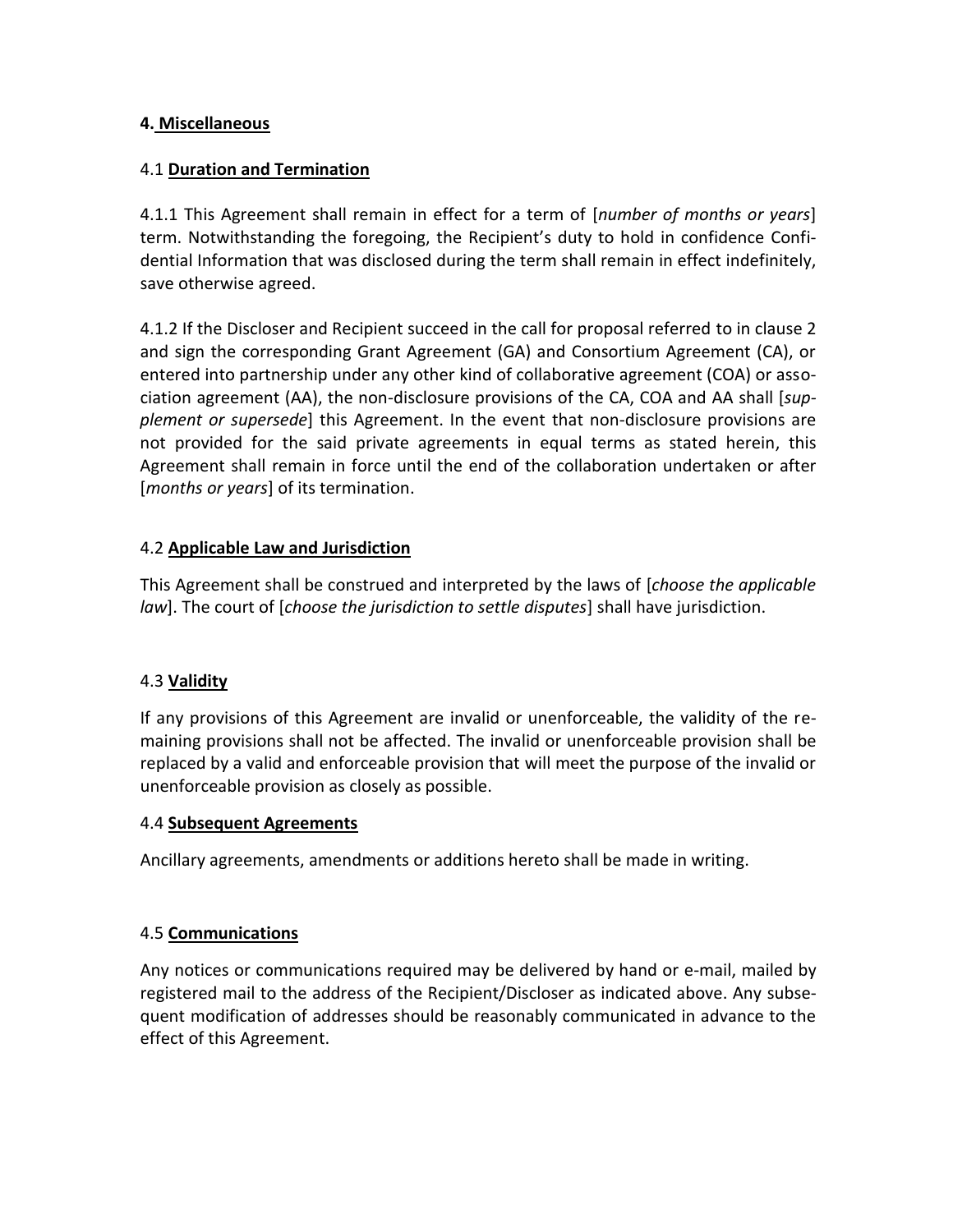**4. Miscellaneous**

4.1 **Duration and Termination**

4.1.1 This Agreement shall remain in effect for a term of [*number of months or years*] term. Notwithstanding the foregoing, the Recipient's duty to hold in confidence Confidential Information that was disclosed during the term shall remain in effect indefinitely, save otherwise agreed.

4.1.2 If the Discloser and Recipient succeed in the call for proposal referred to in clause 2 and sign the corresponding Grant Agreement (GA) and Consortium Agreement (CA), or entered into partnership under any other kind of collaborative agreement (COA) or association agreement (AA), the non-disclosure provisions of the CA, COA and AA shall [*supplement or supersede*] this Agreement. In the event that non-disclosure provisions are not provided for the said private agreements in equal terms as stated herein, this Agreement shall remain in force until the end of the collaboration undertaken or after [*months or years*] of its termination.

4.2 **Applicable Law and Jurisdiction**

This Agreement shall be construed and interpreted by the laws of [*choose the applicable law*]. The court of [*choose the jurisdiction to settle disputes*] shall have jurisdiction.

4.3 **Validity**

If any provisions of this Agreement are invalid or unenforceable, the validity of the remaining provisions shall not be affected. The invalid or unenforceable provision shall be replaced by a valid and enforceable provision that will meet the purpose of the invalid or unenforceable provision as closely as possible.

4.4 **Subsequent Agreements**

Ancillary agreements, amendments or additions hereto shall be made in writing.

4.5 **Communications**

Any notices or communications required may be delivered by hand or e-mail, mailed by registered mail to the address of the Recipient/Discloser as indicated above. Any subsequent modification of addresses should be reasonably communicated in advance to the effect of this Agreement.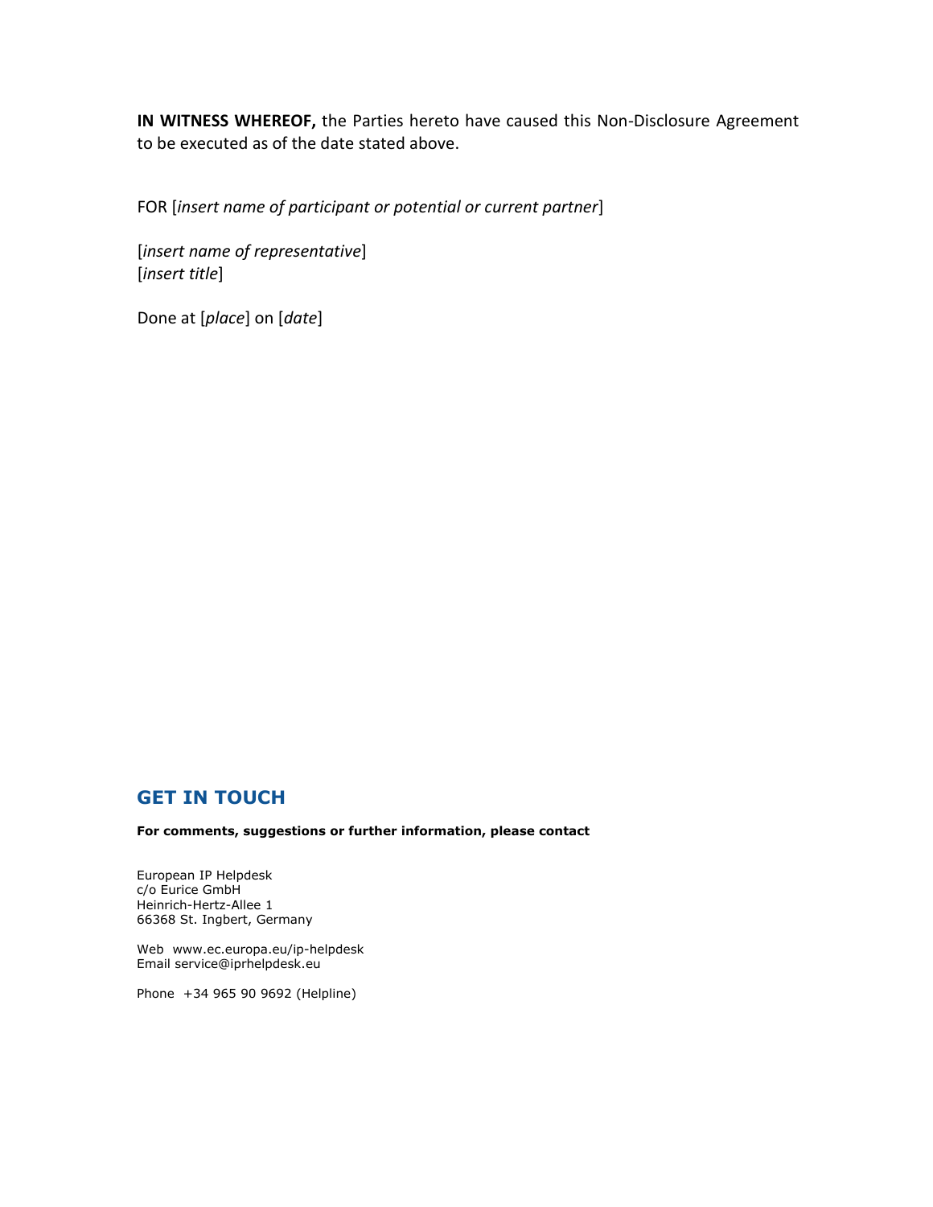**IN WITNESS WHEREOF,** the Parties hereto have caused this Non-Disclosure Agreement to be executed as of the date stated above.

FOR [*insert name of participant or potential or current partner*]

[*insert name of representative*]
[*insert title*]

Done at [*place*] on [*date*]

## GET IN TOUCH

**For comments, suggestions or further information, please contact**

European IP Helpdesk
c/o Eurice GmbH
Heinrich-Hertz-Allee 1
66368 St. Ingbert, Germany

Web www.ec.europa.eu/ip-helpdesk
Email service@iprhelpdesk.eu

Phone +34 965 90 9692 (Helpline)